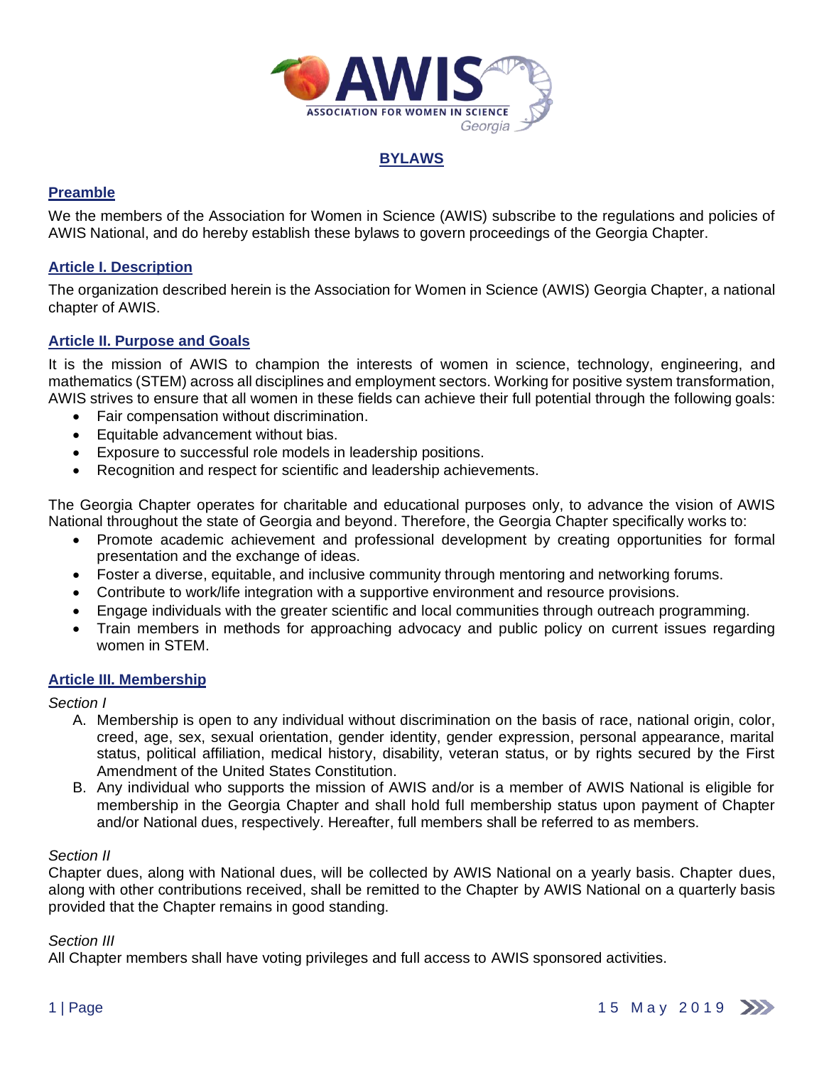# BYLAWS

## Preamble

We the members of the Association for Women in Science (AWIS) subscribe to the regulations and policies of AWIS National, and do hereby establish these bylaws to govern proceedings of the Georgia Chapter.

## Article I. Description

The organization described herein is the Association for Women in Science (AWIS) Georgia Chapter, a national chapter of AWIS.

## Article II. Purpose and Goals

It is the mission of AWIS to champion the interests of women in science, technology, engineering, and mathematics (STEM) across all disciplines and employment sectors. Working for positive system transformation, AWIS strives to ensure that all women in these fields can achieve their full potential through the following goals:

- Fair compensation without discrimination.
- Equitable advancement without bias.
- Exposure to successful role models in leadership positions.
- Recognition and respect for scientific and leadership achievements.

The Georgia Chapter operates for charitable and educational purposes only, to advance the vision of AWIS National throughout the state of Georgia and beyond. Therefore, the Georgia Chapter specifically works to:

- Promote academic achievement and professional development by creating opportunities for formal presentation and the exchange of ideas.
- Foster a diverse, equitable, and inclusive community through mentoring and networking forums.
- Contribute to work/life integration with a supportive environment and resource provisions.
- Engage individuals with the greater scientific and local communities through outreach programming.
- Train members in methods for approaching advocacy and public policy on current issues regarding women in STEM.

## Article III. Membership

*Section I*

A. Membership is open to any individual without discrimination on the basis of race, national origin, color, creed, age, sex, sexual orientation, gender identity, gender expression, personal appearance, marital status, political affiliation, medical history, disability, veteran status, or by rights secured by the First Amendment of the United States Constitution.

B. Any individual who supports the mission of AWIS and/or is a member of AWIS National is eligible for membership in the Georgia Chapter and shall hold full membership status upon payment of Chapter and/or National dues, respectively. Hereafter, full members shall be referred to as members.

*Section II*

Chapter dues, along with National dues, will be collected by AWIS National on a yearly basis. Chapter dues, along with other contributions received, shall be remitted to the Chapter by AWIS National on a quarterly basis provided that the Chapter remains in good standing.

*Section III*

All Chapter members shall have voting privileges and full access to AWIS sponsored activities.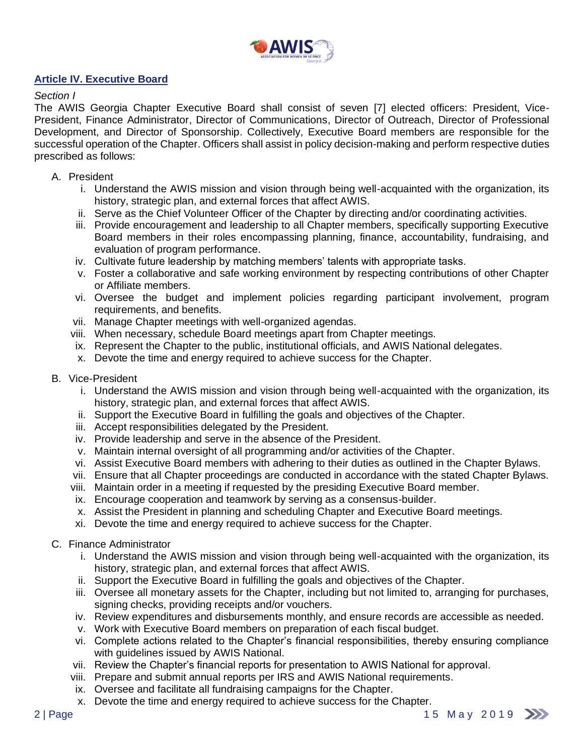## Article IV. Executive Board

*Section I*

The AWIS Georgia Chapter Executive Board shall consist of seven [7] elected officers: President, Vice-President, Finance Administrator, Director of Communications, Director of Outreach, Director of Professional Development, and Director of Sponsorship. Collectively, Executive Board members are responsible for the successful operation of the Chapter. Officers shall assist in policy decision-making and perform respective duties prescribed as follows:

A. President
   i. Understand the AWIS mission and vision through being well-acquainted with the organization, its history, strategic plan, and external forces that affect AWIS.
   ii. Serve as the Chief Volunteer Officer of the Chapter by directing and/or coordinating activities.
   iii. Provide encouragement and leadership to all Chapter members, specifically supporting Executive Board members in their roles encompassing planning, finance, accountability, fundraising, and evaluation of program performance.
   iv. Cultivate future leadership by matching members' talents with appropriate tasks.
   v. Foster a collaborative and safe working environment by respecting contributions of other Chapter or Affiliate members.
   vi. Oversee the budget and implement policies regarding participant involvement, program requirements, and benefits.
   vii. Manage Chapter meetings with well-organized agendas.
   viii. When necessary, schedule Board meetings apart from Chapter meetings.
   ix. Represent the Chapter to the public, institutional officials, and AWIS National delegates.
   x. Devote the time and energy required to achieve success for the Chapter.

B. Vice-President
   i. Understand the AWIS mission and vision through being well-acquainted with the organization, its history, strategic plan, and external forces that affect AWIS.
   ii. Support the Executive Board in fulfilling the goals and objectives of the Chapter.
   iii. Accept responsibilities delegated by the President.
   iv. Provide leadership and serve in the absence of the President.
   v. Maintain internal oversight of all programming and/or activities of the Chapter.
   vi. Assist Executive Board members with adhering to their duties as outlined in the Chapter Bylaws.
   vii. Ensure that all Chapter proceedings are conducted in accordance with the stated Chapter Bylaws.
   viii. Maintain order in a meeting if requested by the presiding Executive Board member.
   ix. Encourage cooperation and teamwork by serving as a consensus-builder.
   x. Assist the President in planning and scheduling Chapter and Executive Board meetings.
   xi. Devote the time and energy required to achieve success for the Chapter.

C. Finance Administrator
   i. Understand the AWIS mission and vision through being well-acquainted with the organization, its history, strategic plan, and external forces that affect AWIS.
   ii. Support the Executive Board in fulfilling the goals and objectives of the Chapter.
   iii. Oversee all monetary assets for the Chapter, including but not limited to, arranging for purchases, signing checks, providing receipts and/or vouchers.
   iv. Review expenditures and disbursements monthly, and ensure records are accessible as needed.
   v. Work with Executive Board members on preparation of each fiscal budget.
   vi. Complete actions related to the Chapter's financial responsibilities, thereby ensuring compliance with guidelines issued by AWIS National.
   vii. Review the Chapter's financial reports for presentation to AWIS National for approval.
   viii. Prepare and submit annual reports per IRS and AWIS National requirements.
   ix. Oversee and facilitate all fundraising campaigns for the Chapter.
   x. Devote the time and energy required to achieve success for the Chapter.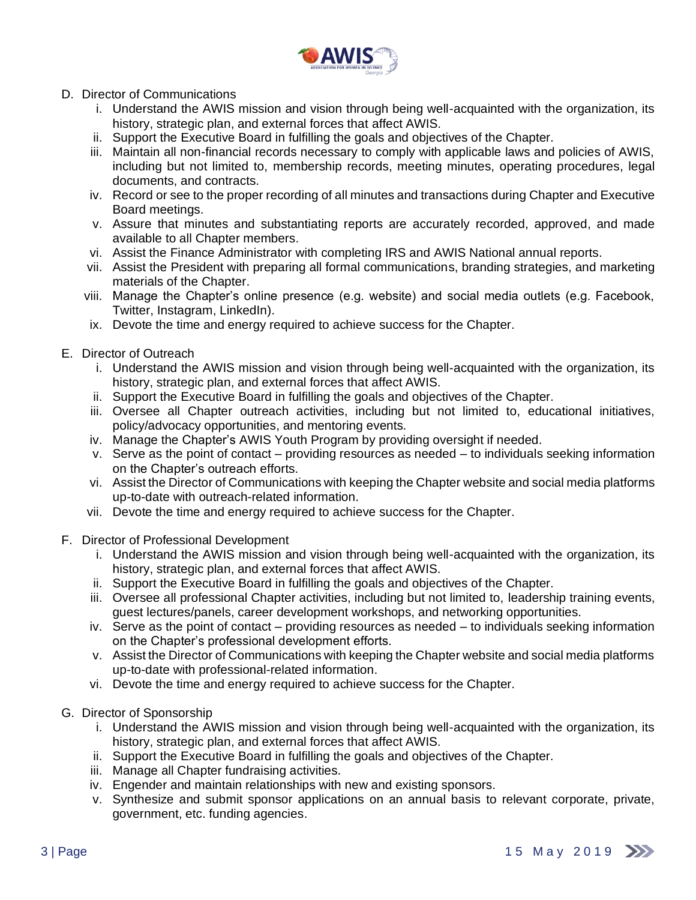D. Director of Communications

   i. Understand the AWIS mission and vision through being well-acquainted with the organization, its history, strategic plan, and external forces that affect AWIS.
   ii. Support the Executive Board in fulfilling the goals and objectives of the Chapter.
   iii. Maintain all non-financial records necessary to comply with applicable laws and policies of AWIS, including but not limited to, membership records, meeting minutes, operating procedures, legal documents, and contracts.
   iv. Record or see to the proper recording of all minutes and transactions during Chapter and Executive Board meetings.
   v. Assure that minutes and substantiating reports are accurately recorded, approved, and made available to all Chapter members.
   vi. Assist the Finance Administrator with completing IRS and AWIS National annual reports.
   vii. Assist the President with preparing all formal communications, branding strategies, and marketing materials of the Chapter.
   viii. Manage the Chapter's online presence (e.g. website) and social media outlets (e.g. Facebook, Twitter, Instagram, LinkedIn).
   ix. Devote the time and energy required to achieve success for the Chapter.

E. Director of Outreach

   i. Understand the AWIS mission and vision through being well-acquainted with the organization, its history, strategic plan, and external forces that affect AWIS.
   ii. Support the Executive Board in fulfilling the goals and objectives of the Chapter.
   iii. Oversee all Chapter outreach activities, including but not limited to, educational initiatives, policy/advocacy opportunities, and mentoring events.
   iv. Manage the Chapter's AWIS Youth Program by providing oversight if needed.
   v. Serve as the point of contact – providing resources as needed – to individuals seeking information on the Chapter's outreach efforts.
   vi. Assist the Director of Communications with keeping the Chapter website and social media platforms up-to-date with outreach-related information.
   vii. Devote the time and energy required to achieve success for the Chapter.

F. Director of Professional Development

   i. Understand the AWIS mission and vision through being well-acquainted with the organization, its history, strategic plan, and external forces that affect AWIS.
   ii. Support the Executive Board in fulfilling the goals and objectives of the Chapter.
   iii. Oversee all professional Chapter activities, including but not limited to, leadership training events, guest lectures/panels, career development workshops, and networking opportunities.
   iv. Serve as the point of contact – providing resources as needed – to individuals seeking information on the Chapter's professional development efforts.
   v. Assist the Director of Communications with keeping the Chapter website and social media platforms up-to-date with professional-related information.
   vi. Devote the time and energy required to achieve success for the Chapter.

G. Director of Sponsorship

   i. Understand the AWIS mission and vision through being well-acquainted with the organization, its history, strategic plan, and external forces that affect AWIS.
   ii. Support the Executive Board in fulfilling the goals and objectives of the Chapter.
   iii. Manage all Chapter fundraising activities.
   iv. Engender and maintain relationships with new and existing sponsors.
   v. Synthesize and submit sponsor applications on an annual basis to relevant corporate, private, government, etc. funding agencies.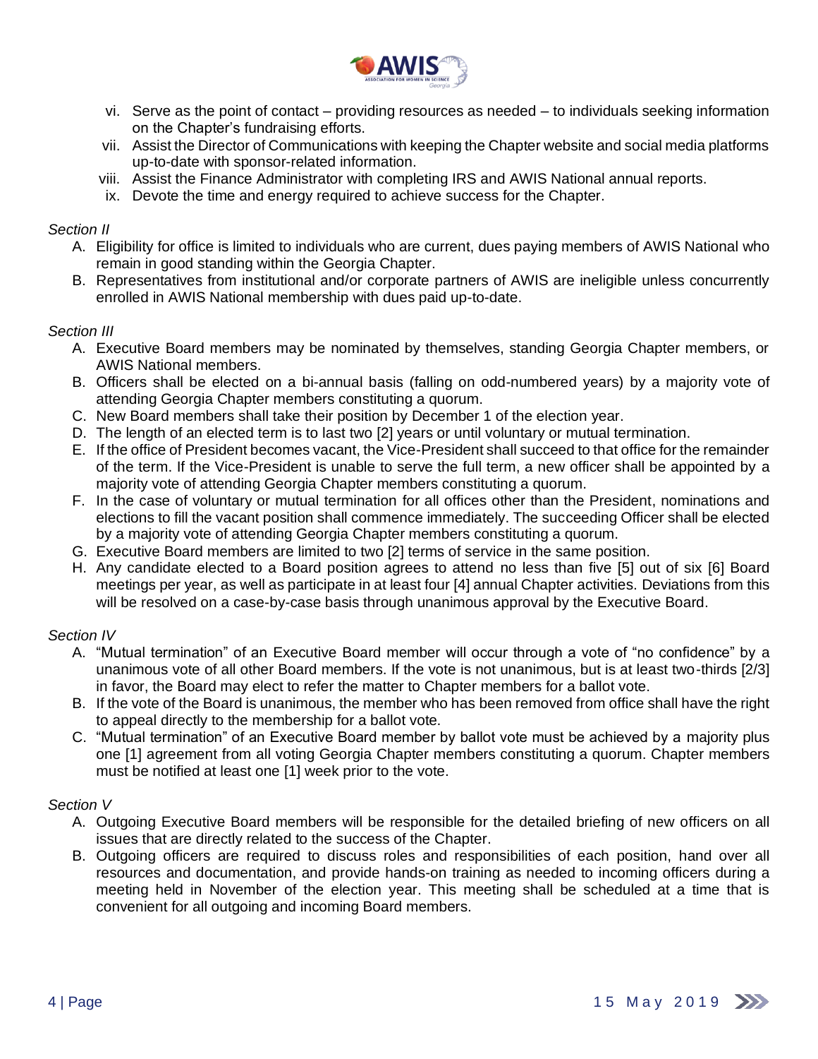vi. Serve as the point of contact – providing resources as needed – to individuals seeking information on the Chapter's fundraising efforts.
vii. Assist the Director of Communications with keeping the Chapter website and social media platforms up-to-date with sponsor-related information.
viii. Assist the Finance Administrator with completing IRS and AWIS National annual reports.
ix. Devote the time and energy required to achieve success for the Chapter.

*Section II*

A. Eligibility for office is limited to individuals who are current, dues paying members of AWIS National who remain in good standing within the Georgia Chapter.
B. Representatives from institutional and/or corporate partners of AWIS are ineligible unless concurrently enrolled in AWIS National membership with dues paid up-to-date.

*Section III*

A. Executive Board members may be nominated by themselves, standing Georgia Chapter members, or AWIS National members.
B. Officers shall be elected on a bi-annual basis (falling on odd-numbered years) by a majority vote of attending Georgia Chapter members constituting a quorum.
C. New Board members shall take their position by December 1 of the election year.
D. The length of an elected term is to last two [2] years or until voluntary or mutual termination.
E. If the office of President becomes vacant, the Vice-President shall succeed to that office for the remainder of the term. If the Vice-President is unable to serve the full term, a new officer shall be appointed by a majority vote of attending Georgia Chapter members constituting a quorum.
F. In the case of voluntary or mutual termination for all offices other than the President, nominations and elections to fill the vacant position shall commence immediately. The succeeding Officer shall be elected by a majority vote of attending Georgia Chapter members constituting a quorum.
G. Executive Board members are limited to two [2] terms of service in the same position.
H. Any candidate elected to a Board position agrees to attend no less than five [5] out of six [6] Board meetings per year, as well as participate in at least four [4] annual Chapter activities. Deviations from this will be resolved on a case-by-case basis through unanimous approval by the Executive Board.

*Section IV*

A. "Mutual termination" of an Executive Board member will occur through a vote of "no confidence" by a unanimous vote of all other Board members. If the vote is not unanimous, but is at least two-thirds [2/3] in favor, the Board may elect to refer the matter to Chapter members for a ballot vote.
B. If the vote of the Board is unanimous, the member who has been removed from office shall have the right to appeal directly to the membership for a ballot vote.
C. "Mutual termination" of an Executive Board member by ballot vote must be achieved by a majority plus one [1] agreement from all voting Georgia Chapter members constituting a quorum. Chapter members must be notified at least one [1] week prior to the vote.

*Section V*

A. Outgoing Executive Board members will be responsible for the detailed briefing of new officers on all issues that are directly related to the success of the Chapter.
B. Outgoing officers are required to discuss roles and responsibilities of each position, hand over all resources and documentation, and provide hands-on training as needed to incoming officers during a meeting held in November of the election year. This meeting shall be scheduled at a time that is convenient for all outgoing and incoming Board members.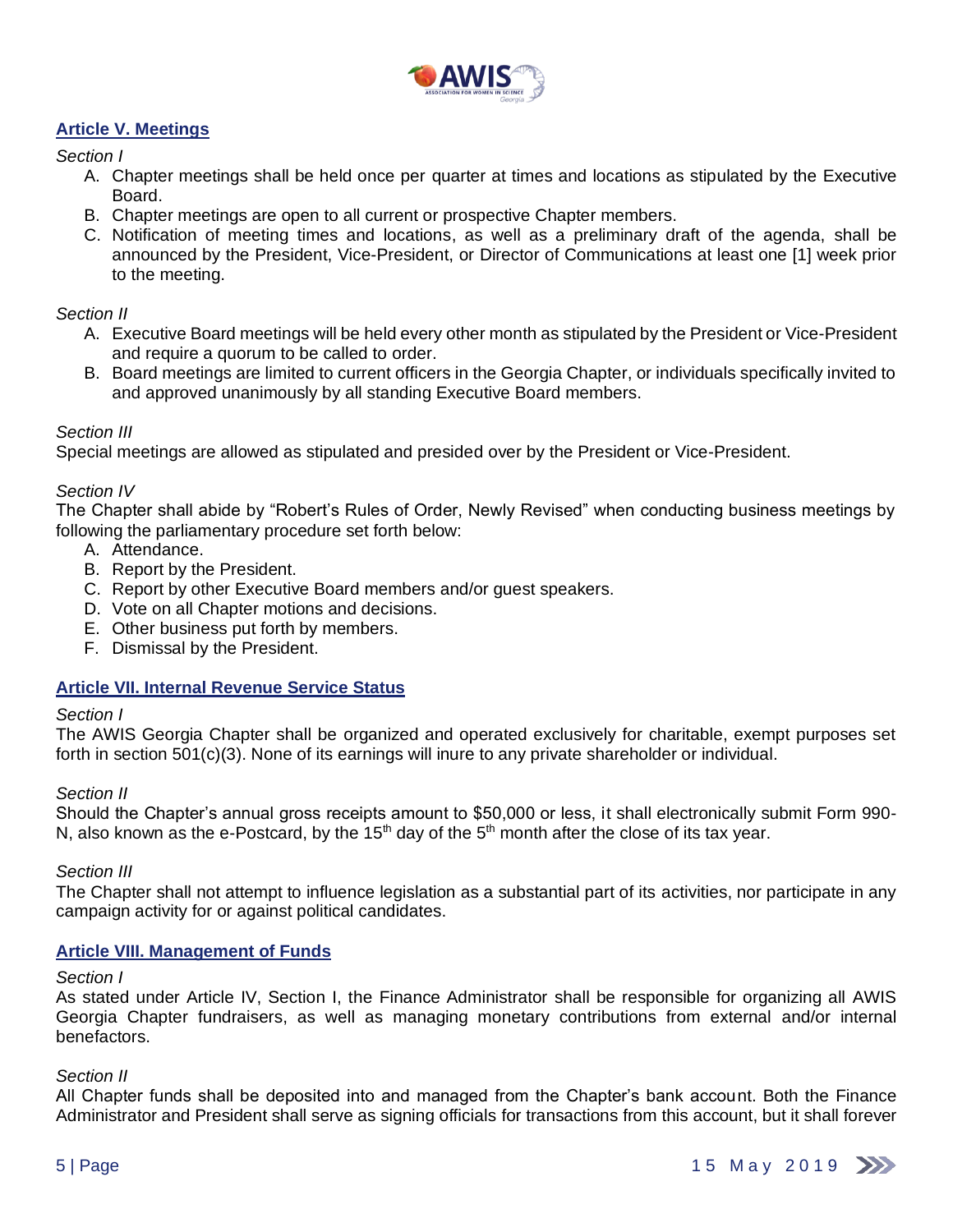## Article V. Meetings

*Section I*

A. Chapter meetings shall be held once per quarter at times and locations as stipulated by the Executive Board.
B. Chapter meetings are open to all current or prospective Chapter members.
C. Notification of meeting times and locations, as well as a preliminary draft of the agenda, shall be announced by the President, Vice-President, or Director of Communications at least one [1] week prior to the meeting.

*Section II*

A. Executive Board meetings will be held every other month as stipulated by the President or Vice-President and require a quorum to be called to order.
B. Board meetings are limited to current officers in the Georgia Chapter, or individuals specifically invited to and approved unanimously by all standing Executive Board members.

*Section III*

Special meetings are allowed as stipulated and presided over by the President or Vice-President.

*Section IV*

The Chapter shall abide by "Robert's Rules of Order, Newly Revised" when conducting business meetings by following the parliamentary procedure set forth below:

A. Attendance.
B. Report by the President.
C. Report by other Executive Board members and/or guest speakers.
D. Vote on all Chapter motions and decisions.
E. Other business put forth by members.
F. Dismissal by the President.

## Article VII. Internal Revenue Service Status

*Section I*

The AWIS Georgia Chapter shall be organized and operated exclusively for charitable, exempt purposes set forth in section 501(c)(3). None of its earnings will inure to any private shareholder or individual.

*Section II*

Should the Chapter's annual gross receipts amount to $50,000 or less, it shall electronically submit Form 990-N, also known as the e-Postcard, by the 15th day of the 5th month after the close of its tax year.

*Section III*

The Chapter shall not attempt to influence legislation as a substantial part of its activities, nor participate in any campaign activity for or against political candidates.

## Article VIII. Management of Funds

*Section I*

As stated under Article IV, Section I, the Finance Administrator shall be responsible for organizing all AWIS Georgia Chapter fundraisers, as well as managing monetary contributions from external and/or internal benefactors.

*Section II*

All Chapter funds shall be deposited into and managed from the Chapter's bank account. Both the Finance Administrator and President shall serve as signing officials for transactions from this account, but it shall forever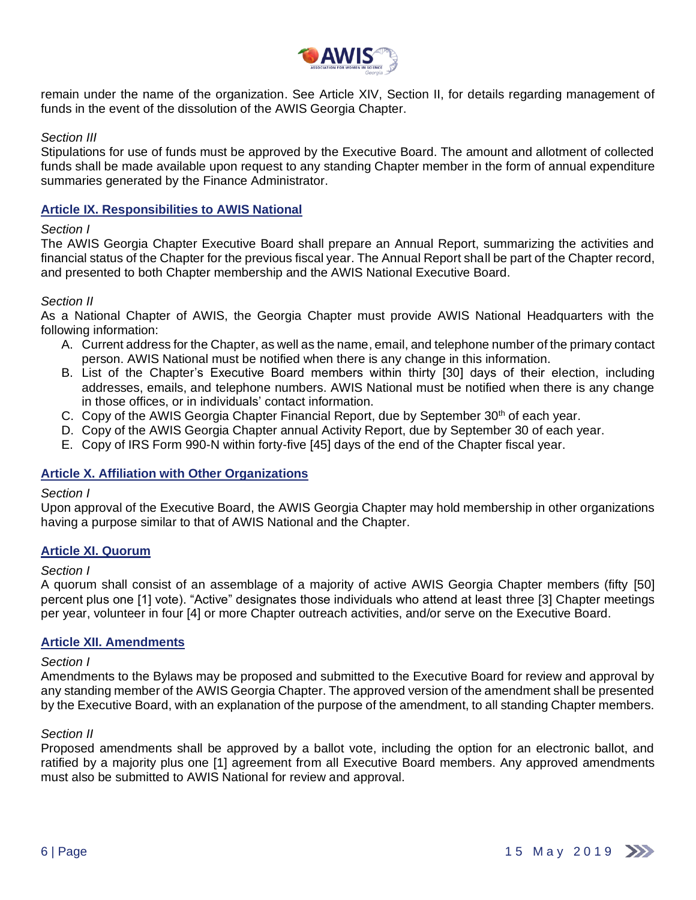remain under the name of the organization. See Article XIV, Section II, for details regarding management of funds in the event of the dissolution of the AWIS Georgia Chapter.

*Section III*

Stipulations for use of funds must be approved by the Executive Board. The amount and allotment of collected funds shall be made available upon request to any standing Chapter member in the form of annual expenditure summaries generated by the Finance Administrator.

## Article IX. Responsibilities to AWIS National

*Section I*

The AWIS Georgia Chapter Executive Board shall prepare an Annual Report, summarizing the activities and financial status of the Chapter for the previous fiscal year. The Annual Report shall be part of the Chapter record, and presented to both Chapter membership and the AWIS National Executive Board.

*Section II*

As a National Chapter of AWIS, the Georgia Chapter must provide AWIS National Headquarters with the following information:

A. Current address for the Chapter, as well as the name, email, and telephone number of the primary contact person. AWIS National must be notified when there is any change in this information.
B. List of the Chapter's Executive Board members within thirty [30] days of their election, including addresses, emails, and telephone numbers. AWIS National must be notified when there is any change in those offices, or in individuals' contact information.
C. Copy of the AWIS Georgia Chapter Financial Report, due by September 30th of each year.
D. Copy of the AWIS Georgia Chapter annual Activity Report, due by September 30 of each year.
E. Copy of IRS Form 990-N within forty-five [45] days of the end of the Chapter fiscal year.

## Article X. Affiliation with Other Organizations

*Section I*

Upon approval of the Executive Board, the AWIS Georgia Chapter may hold membership in other organizations having a purpose similar to that of AWIS National and the Chapter.

## Article XI. Quorum

*Section I*

A quorum shall consist of an assemblage of a majority of active AWIS Georgia Chapter members (fifty [50] percent plus one [1] vote). "Active" designates those individuals who attend at least three [3] Chapter meetings per year, volunteer in four [4] or more Chapter outreach activities, and/or serve on the Executive Board.

## Article XII. Amendments

*Section I*

Amendments to the Bylaws may be proposed and submitted to the Executive Board for review and approval by any standing member of the AWIS Georgia Chapter. The approved version of the amendment shall be presented by the Executive Board, with an explanation of the purpose of the amendment, to all standing Chapter members.

*Section II*

Proposed amendments shall be approved by a ballot vote, including the option for an electronic ballot, and ratified by a majority plus one [1] agreement from all Executive Board members. Any approved amendments must also be submitted to AWIS National for review and approval.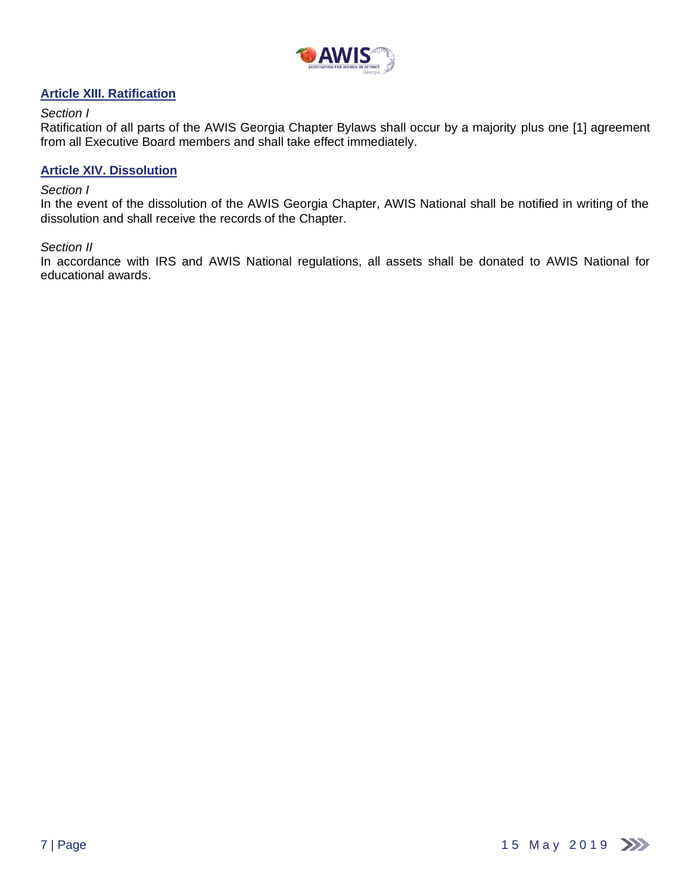## Article XIII. Ratification

*Section I*

Ratification of all parts of the AWIS Georgia Chapter Bylaws shall occur by a majority plus one [1] agreement from all Executive Board members and shall take effect immediately.

## Article XIV. Dissolution

*Section I*

In the event of the dissolution of the AWIS Georgia Chapter, AWIS National shall be notified in writing of the dissolution and shall receive the records of the Chapter.

*Section II*

In accordance with IRS and AWIS National regulations, all assets shall be donated to AWIS National for educational awards.